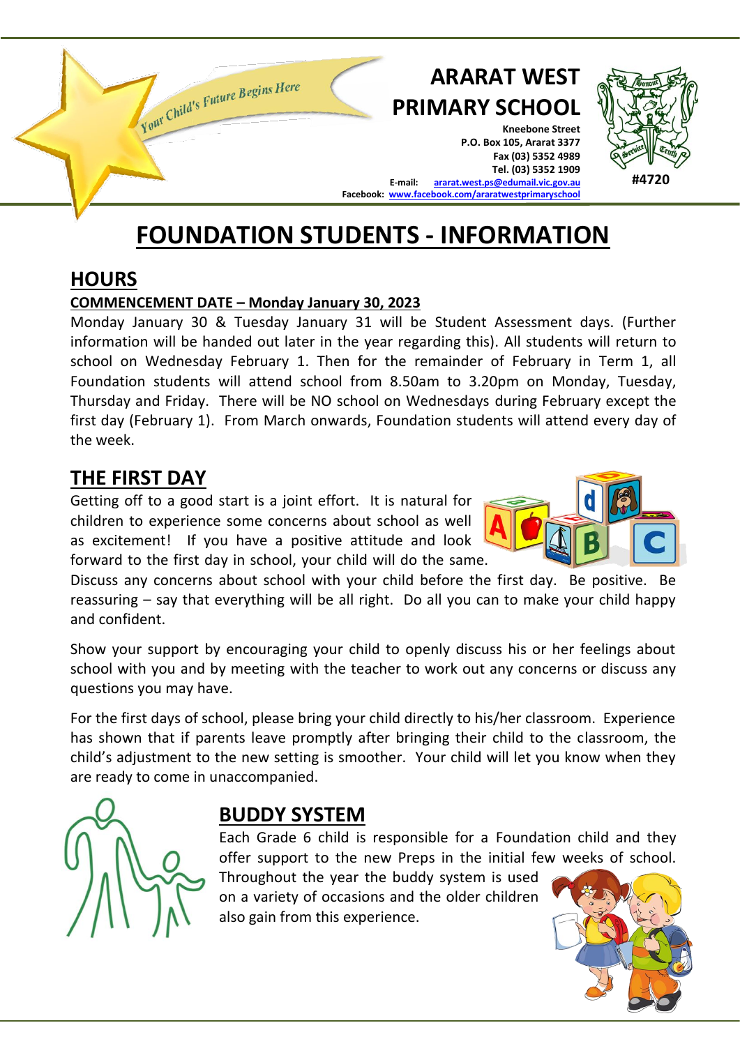*Your Child's Future Begins Here*

# ARARAT WEST PRIMARY SCHOOL

**Kneebone Street**
**P.O. Box 105, Ararat 3377**
**Fax (03) 5352 4989**
**Tel. (03) 5352 1909**
**E-mail: ararat.west.ps@edumail.vic.gov.au**
**Facebook: www.facebook.com/araratwestprimaryschool**

**#4720**

# FOUNDATION STUDENTS - INFORMATION

## HOURS

**COMMENCEMENT DATE – Monday January 30, 2023**

Monday January 30 & Tuesday January 31 will be Student Assessment days. (Further information will be handed out later in the year regarding this). All students will return to school on Wednesday February 1. Then for the remainder of February in Term 1, all Foundation students will attend school from 8.50am to 3.20pm on Monday, Tuesday, Thursday and Friday. There will be NO school on Wednesdays during February except the first day (February 1). From March onwards, Foundation students will attend every day of the week.

## THE FIRST DAY

Getting off to a good start is a joint effort. It is natural for children to experience some concerns about school as well as excitement! If you have a positive attitude and look forward to the first day in school, your child will do the same. Discuss any concerns about school with your child before the first day. Be positive. Be reassuring – say that everything will be all right. Do all you can to make your child happy and confident.

Show your support by encouraging your child to openly discuss his or her feelings about school with you and by meeting with the teacher to work out any concerns or discuss any questions you may have.

For the first days of school, please bring your child directly to his/her classroom. Experience has shown that if parents leave promptly after bringing their child to the classroom, the child's adjustment to the new setting is smoother. Your child will let you know when they are ready to come in unaccompanied.

## BUDDY SYSTEM

Each Grade 6 child is responsible for a Foundation child and they offer support to the new Preps in the initial few weeks of school. Throughout the year the buddy system is used on a variety of occasions and the older children also gain from this experience.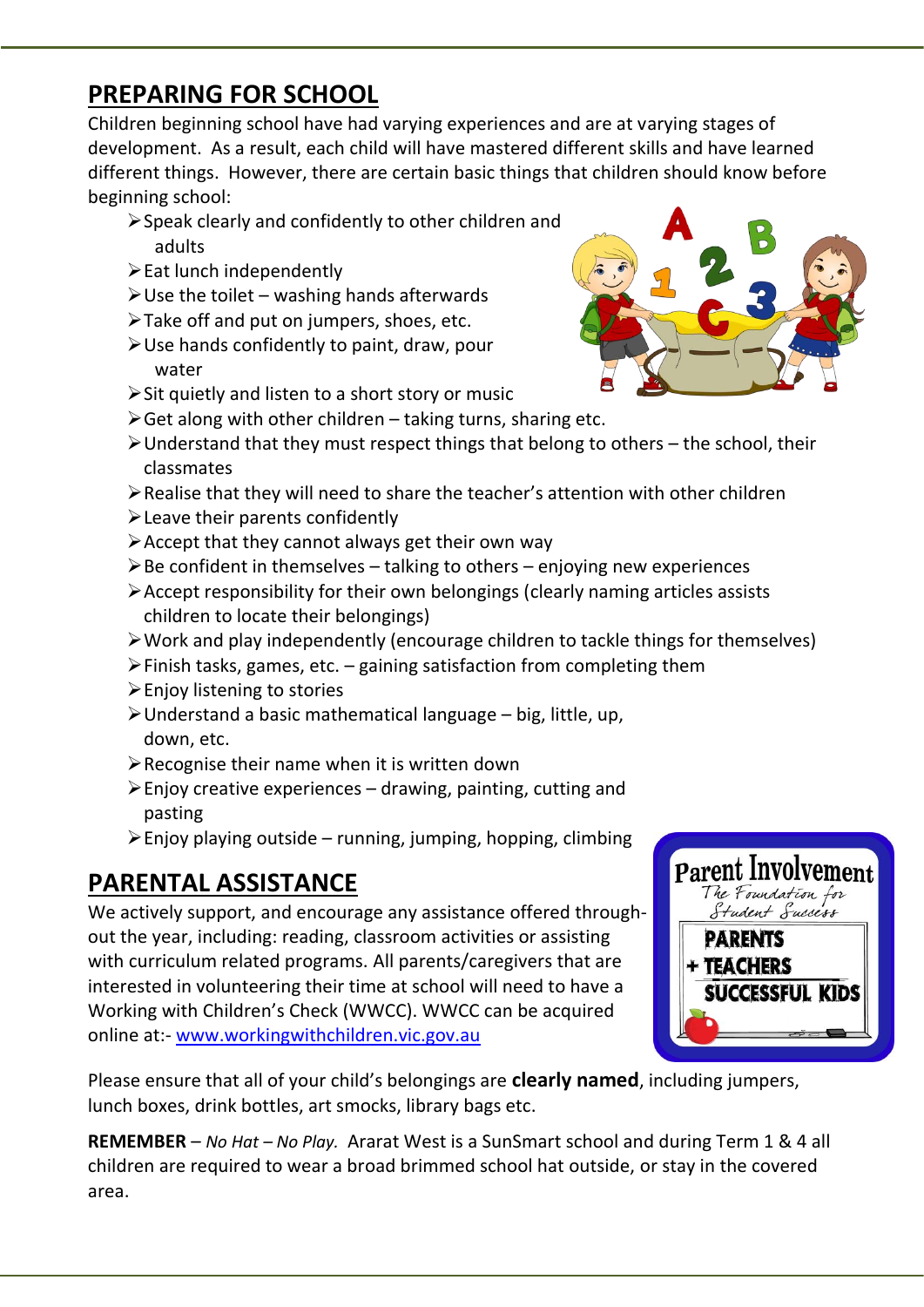## PREPARING FOR SCHOOL

Children beginning school have had varying experiences and are at varying stages of development. As a result, each child will have mastered different skills and have learned different things. However, there are certain basic things that children should know before beginning school:

- Speak clearly and confidently to other children and adults
- Eat lunch independently
- Use the toilet – washing hands afterwards
- Take off and put on jumpers, shoes, etc.
- Use hands confidently to paint, draw, pour water
- Sit quietly and listen to a short story or music
- Get along with other children – taking turns, sharing etc.
- Understand that they must respect things that belong to others – the school, their classmates
- Realise that they will need to share the teacher's attention with other children
- Leave their parents confidently
- Accept that they cannot always get their own way
- Be confident in themselves – talking to others – enjoying new experiences
- Accept responsibility for their own belongings (clearly naming articles assists children to locate their belongings)
- Work and play independently (encourage children to tackle things for themselves)
- Finish tasks, games, etc. – gaining satisfaction from completing them
- Enjoy listening to stories
- Understand a basic mathematical language – big, little, up, down, etc.
- Recognise their name when it is written down
- Enjoy creative experiences – drawing, painting, cutting and pasting
- Enjoy playing outside – running, jumping, hopping, climbing

## PARENTAL ASSISTANCE

We actively support, and encourage any assistance offered throughout the year, including: reading, classroom activities or assisting with curriculum related programs. All parents/caregivers that are interested in volunteering their time at school will need to have a Working with Children's Check (WWCC). WWCC can be acquired online at:- www.workingwithchildren.vic.gov.au

Please ensure that all of your child's belongings are **clearly named**, including jumpers, lunch boxes, drink bottles, art smocks, library bags etc.

**REMEMBER** – *No Hat – No Play.* Ararat West is a SunSmart school and during Term 1 & 4 all children are required to wear a broad brimmed school hat outside, or stay in the covered area.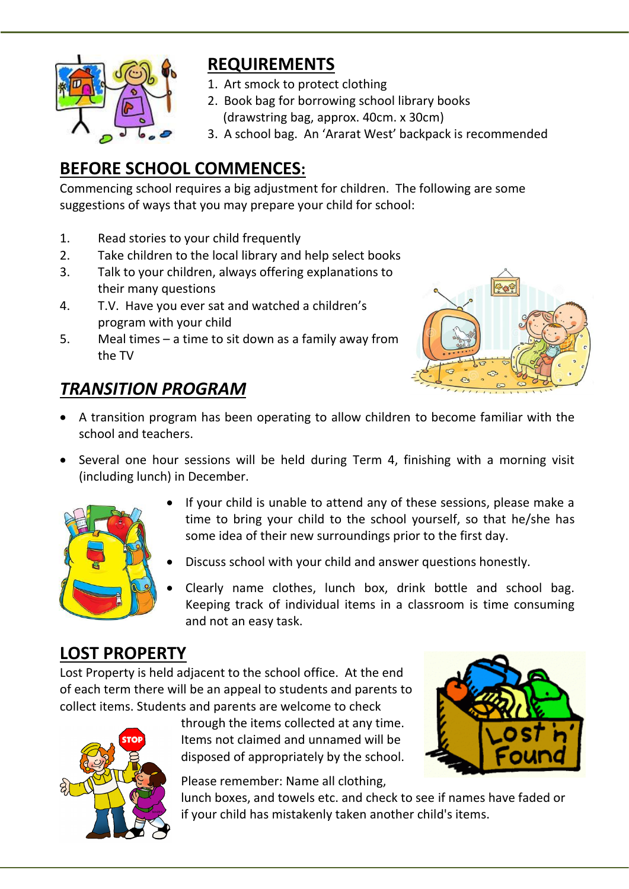## REQUIREMENTS

1. Art smock to protect clothing
2. Book bag for borrowing school library books (drawstring bag, approx. 40cm. x 30cm)
3. A school bag. An 'Ararat West' backpack is recommended

## BEFORE SCHOOL COMMENCES:

Commencing school requires a big adjustment for children. The following are some suggestions of ways that you may prepare your child for school:

1. Read stories to your child frequently
2. Take children to the local library and help select books
3. Talk to your children, always offering explanations to their many questions
4. T.V. Have you ever sat and watched a children's program with your child
5. Meal times – a time to sit down as a family away from the TV

## *TRANSITION PROGRAM*

- A transition program has been operating to allow children to become familiar with the school and teachers.
- Several one hour sessions will be held during Term 4, finishing with a morning visit (including lunch) in December.
- If your child is unable to attend any of these sessions, please make a time to bring your child to the school yourself, so that he/she has some idea of their new surroundings prior to the first day.
- Discuss school with your child and answer questions honestly.
- Clearly name clothes, lunch box, drink bottle and school bag. Keeping track of individual items in a classroom is time consuming and not an easy task.

## LOST PROPERTY

Lost Property is held adjacent to the school office. At the end of each term there will be an appeal to students and parents to collect items. Students and parents are welcome to check through the items collected at any time. Items not claimed and unnamed will be disposed of appropriately by the school.

Please remember: Name all clothing, lunch boxes, and towels etc. and check to see if names have faded or if your child has mistakenly taken another child's items.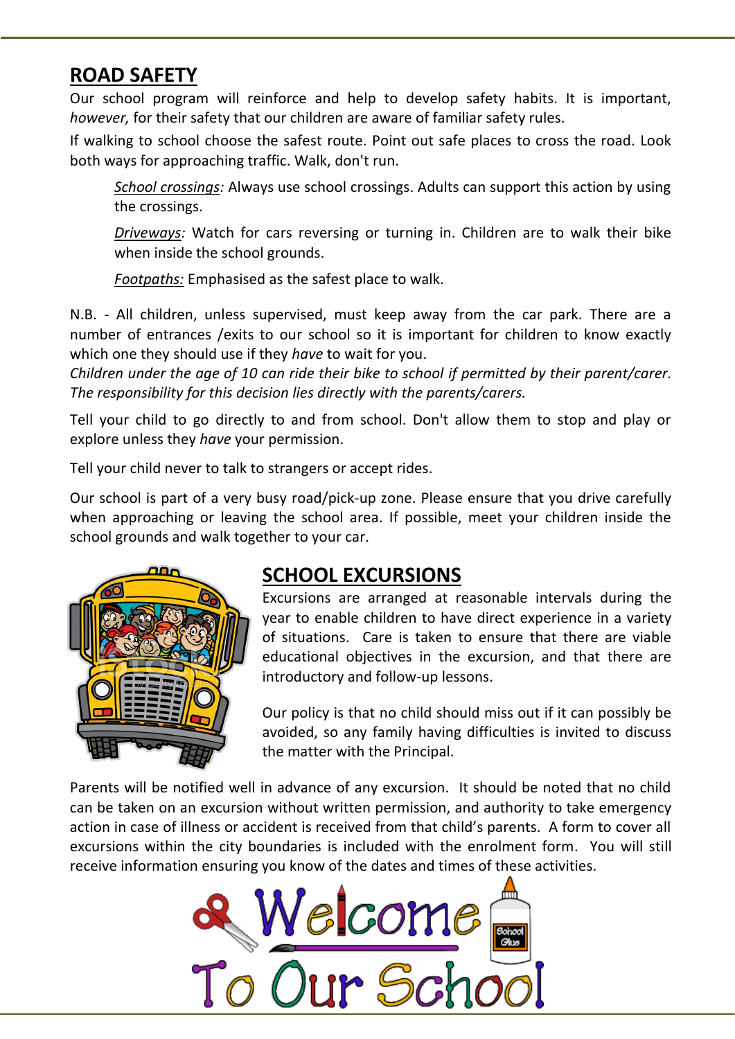## ROAD SAFETY

Our school program will reinforce and help to develop safety habits. It is important, *however,* for their safety that our children are aware of familiar safety rules.

If walking to school choose the safest route. Point out safe places to cross the road. Look both ways for approaching traffic. Walk, don't run.

> *School crossings:* Always use school crossings. Adults can support this action by using the crossings.
>
> *Driveways:* Watch for cars reversing or turning in. Children are to walk their bike when inside the school grounds.
>
> *Footpaths:* Emphasised as the safest place to walk.

N.B. - All children, unless supervised, must keep away from the car park. There are a number of entrances /exits to our school so it is important for children to know exactly which one they should use if they *have* to wait for you.

*Children under the age of 10 can ride their bike to school if permitted by their parent/carer. The responsibility for this decision lies directly with the parents/carers.*

Tell your child to go directly to and from school. Don't allow them to stop and play or explore unless they *have* your permission.

Tell your child never to talk to strangers or accept rides.

Our school is part of a very busy road/pick-up zone. Please ensure that you drive carefully when approaching or leaving the school area. If possible, meet your children inside the school grounds and walk together to your car.

## SCHOOL EXCURSIONS

Excursions are arranged at reasonable intervals during the year to enable children to have direct experience in a variety of situations. Care is taken to ensure that there are viable educational objectives in the excursion, and that there are introductory and follow-up lessons.

Our policy is that no child should miss out if it can possibly be avoided, so any family having difficulties is invited to discuss the matter with the Principal.

Parents will be notified well in advance of any excursion. It should be noted that no child can be taken on an excursion without written permission, and authority to take emergency action in case of illness or accident is received from that child's parents. A form to cover all excursions within the city boundaries is included with the enrolment form. You will still receive information ensuring you know of the dates and times of these activities.

Welcome To Our School